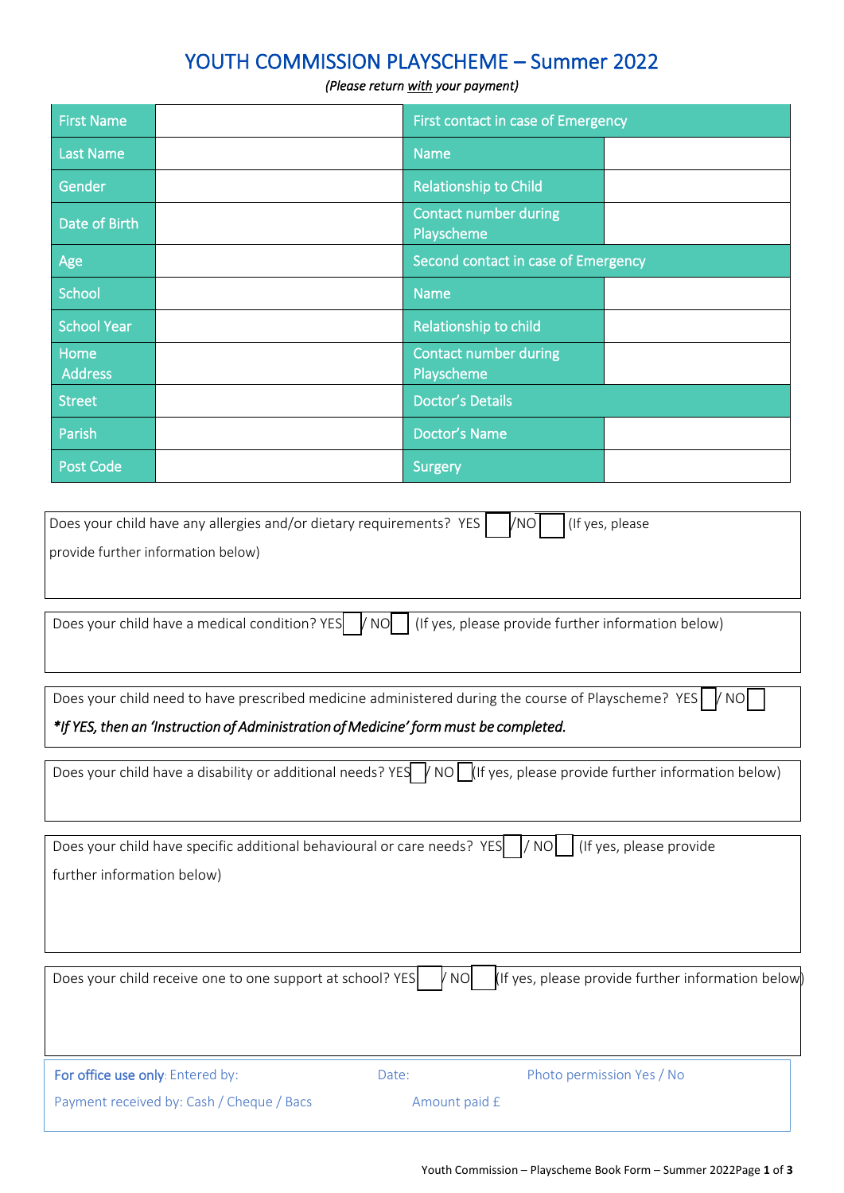# YOUTH COMMISSION PLAYSCHEME – Summer 2022

*(Please return with your payment)*

| | | | |
|---|---|---|---|
| First Name | | First contact in case of Emergency | |
| Last Name | | Name | |
| Gender | | Relationship to Child | |
| Date of Birth | | Contact number during Playscheme | |
| Age | | Second contact in case of Emergency | |
| School | | Name | |
| School Year | | Relationship to child | |
| Home Address | | Contact number during Playscheme | |
| Street | | Doctor's Details | |
| Parish | | Doctor's Name | |
| Post Code | | Surgery | |

Does your child have any allergies and/or dietary requirements? YES ☐ /NO ☐ (If yes, please provide further information below)

Does your child have a medical condition? YES ☐ / NO ☐ (If yes, please provide further information below)

Does your child need to have prescribed medicine administered during the course of Playscheme? YES ☐ / NO ☐

***If YES, then an 'Instruction of Administration of Medicine' form must be completed.***

Does your child have a disability or additional needs? YES ☐ / NO ☐ (If yes, please provide further information below)

Does your child have specific additional behavioural or care needs? YES ☐ / NO ☐ (If yes, please provide further information below)

Does your child receive one to one support at school? YES ☐ / NO ☐ (If yes, please provide further information below)

**For office use only**: Entered by: Date: Photo permission Yes / No

Payment received by: Cash / Cheque / Bacs Amount paid £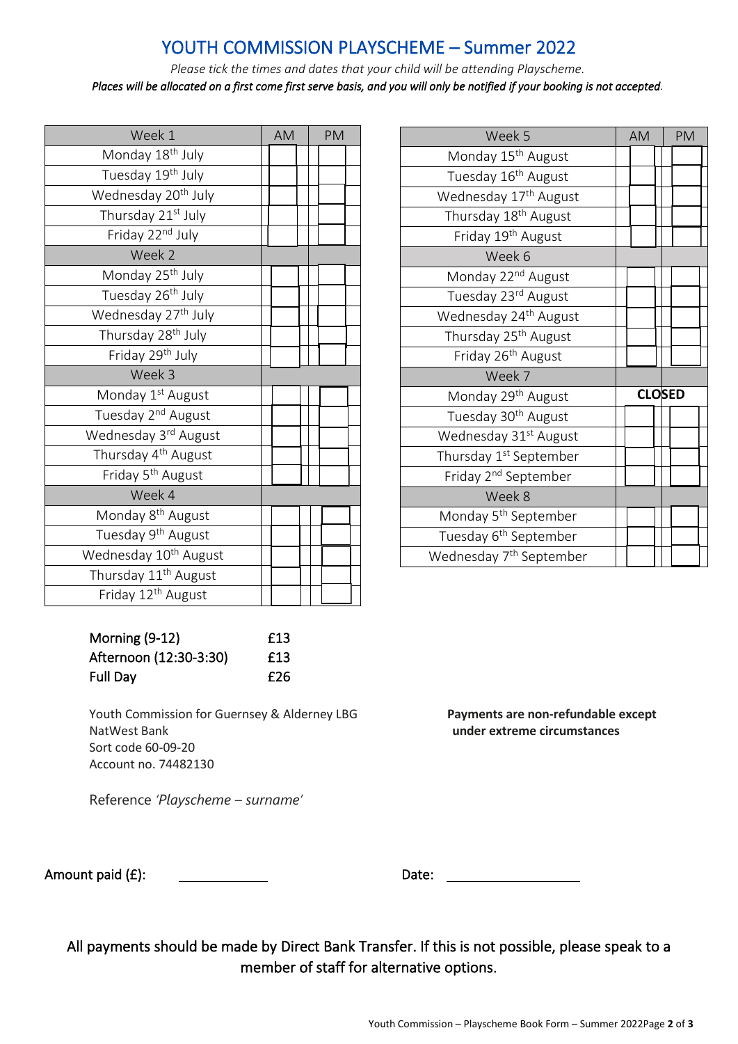# YOUTH COMMISSION PLAYSCHEME – Summer 2022

*Please tick the times and dates that your child will be attending Playscheme.*

***Places will be allocated on a first come first serve basis, and you will only be notified if your booking is not accepted*.**

| Week 1 | AM | PM |
|---|---|---|
| Monday 18th July | | |
| Tuesday 19th July | | |
| Wednesday 20th July | | |
| Thursday 21st July | | |
| Friday 22nd July | | |
| Week 2 | | |
| Monday 25th July | | |
| Tuesday 26th July | | |
| Wednesday 27th July | | |
| Thursday 28th July | | |
| Friday 29th July | | |
| Week 3 | | |
| Monday 1st August | | |
| Tuesday 2nd August | | |
| Wednesday 3rd August | | |
| Thursday 4th August | | |
| Friday 5th August | | |
| Week 4 | | |
| Monday 8th August | | |
| Tuesday 9th August | | |
| Wednesday 10th August | | |
| Thursday 11th August | | |
| Friday 12th August | | |

| Week 5 | AM | PM |
|---|---|---|
| Monday 15th August | | |
| Tuesday 16th August | | |
| Wednesday 17th August | | |
| Thursday 18th August | | |
| Friday 19th August | | |
| Week 6 | | |
| Monday 22nd August | | |
| Tuesday 23rd August | | |
| Wednesday 24th August | | |
| Thursday 25th August | | |
| Friday 26th August | | |
| Week 7 | | |
| Monday 29th August | **CLOSED** | |
| Tuesday 30th August | | |
| Wednesday 31st August | | |
| Thursday 1st September | | |
| Friday 2nd September | | |
| Week 8 | | |
| Monday 5th September | | |
| Tuesday 6th September | | |
| Wednesday 7th September | | |

| | |
|---|---|
| Morning (9-12) | £13 |
| Afternoon (12:30-3:30) | £13 |
| Full Day | £26 |

Youth Commission for Guernsey & Alderney LBG
NatWest Bank
Sort code 60-09-20
Account no. 74482130

Reference *'Playscheme – surname'*

**Payments are non-refundable except under extreme circumstances**

Amount paid (£): ____________ Date: ____________

All payments should be made by Direct Bank Transfer. If this is not possible, please speak to a member of staff for alternative options.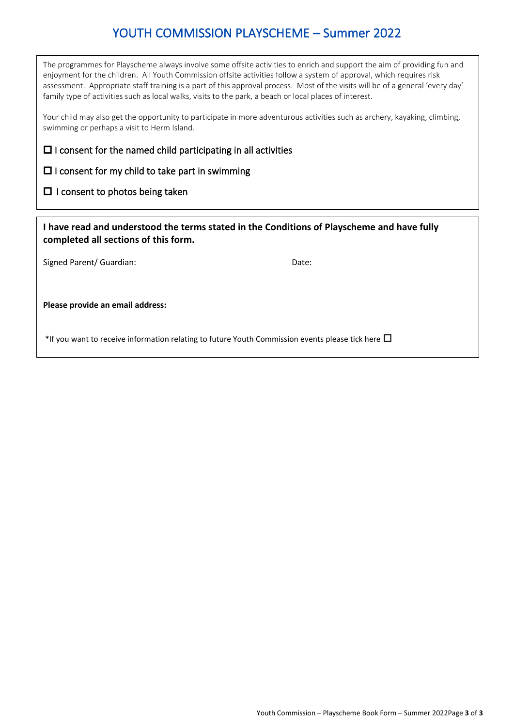# YOUTH COMMISSION PLAYSCHEME – Summer 2022

The programmes for Playscheme always involve some offsite activities to enrich and support the aim of providing fun and enjoyment for the children. All Youth Commission offsite activities follow a system of approval, which requires risk assessment. Appropriate staff training is a part of this approval process. Most of the visits will be of a general 'every day' family type of activities such as local walks, visits to the park, a beach or local places of interest.

Your child may also get the opportunity to participate in more adventurous activities such as archery, kayaking, climbing, swimming or perhaps a visit to Herm Island.

☐ I consent for the named child participating in all activities

☐ I consent for my child to take part in swimming

☐ I consent to photos being taken

**I have read and understood the terms stated in the Conditions of Playscheme and have fully completed all sections of this form.**

Signed Parent/ Guardian: Date:

**Please provide an email address:**

*If you want to receive information relating to future Youth Commission events please tick here ☐